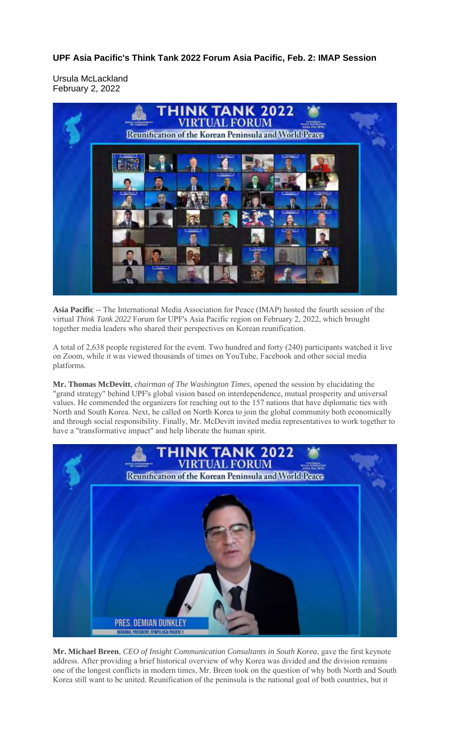# UPF Asia Pacific's Think Tank 2022 Forum Asia Pacific, Feb. 2: IMAP Session

Ursula McLackland
February 2, 2022

**Asia Pacific** -- The International Media Association for Peace (IMAP) hosted the fourth session of the virtual *Think Tank 2022* Forum for UPF's Asia Pacific region on February 2, 2022, which brought together media leaders who shared their perspectives on Korean reunification.

A total of 2,638 people registered for the event. Two hundred and forty (240) participants watched it live on Zoom, while it was viewed thousands of times on YouTube, Facebook and other social media platforms.

**Mr. Thomas McDevitt**, *chairman of The Washington Times*, opened the session by elucidating the "grand strategy" behind UPF's global vision based on interdependence, mutual prosperity and universal values. He commended the organizers for reaching out to the 157 nations that have diplomatic ties with North and South Korea. Next, he called on North Korea to join the global community both economically and through social responsibility. Finally, Mr. McDevitt invited media representatives to work together to have a "transformative impact" and help liberate the human spirit.

**Mr. Michael Breen**, *CEO of Insight Communication Consultants in South Korea*, gave the first keynote address. After providing a brief historical overview of why Korea was divided and the division remains one of the longest conflicts in modern times, Mr. Breen took on the question of why both North and South Korea still want to be united. Reunification of the peninsula is the national goal of both countries, but it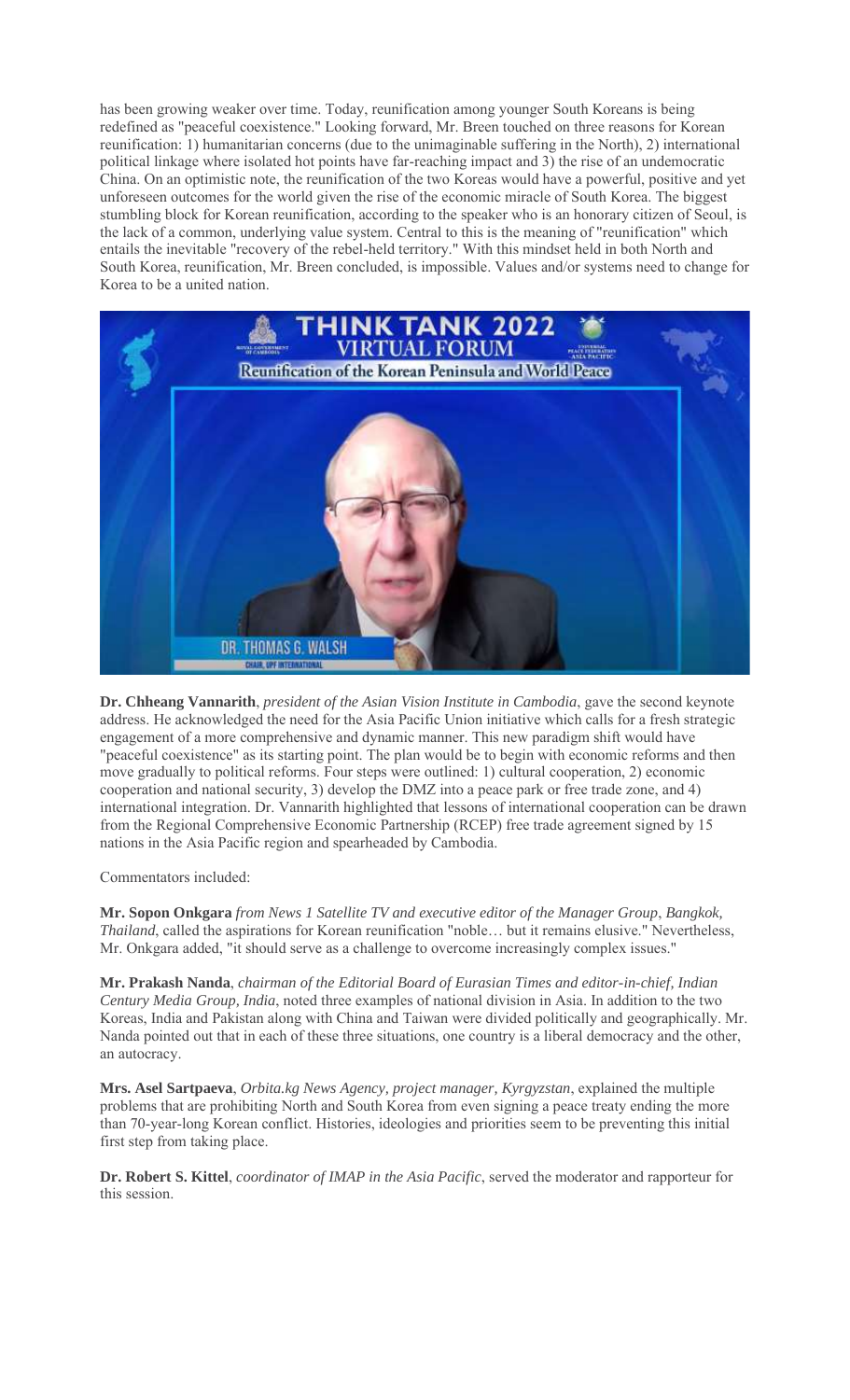has been growing weaker over time. Today, reunification among younger South Koreans is being redefined as "peaceful coexistence." Looking forward, Mr. Breen touched on three reasons for Korean reunification: 1) humanitarian concerns (due to the unimaginable suffering in the North), 2) international political linkage where isolated hot points have far-reaching impact and 3) the rise of an undemocratic China. On an optimistic note, the reunification of the two Koreas would have a powerful, positive and yet unforeseen outcomes for the world given the rise of the economic miracle of South Korea. The biggest stumbling block for Korean reunification, according to the speaker who is an honorary citizen of Seoul, is the lack of a common, underlying value system. Central to this is the meaning of "reunification" which entails the inevitable "recovery of the rebel-held territory." With this mindset held in both North and South Korea, reunification, Mr. Breen concluded, is impossible. Values and/or systems need to change for Korea to be a united nation.

**Dr. Chheang Vannarith**, *president of the Asian Vision Institute in Cambodia*, gave the second keynote address. He acknowledged the need for the Asia Pacific Union initiative which calls for a fresh strategic engagement of a more comprehensive and dynamic manner. This new paradigm shift would have "peaceful coexistence" as its starting point. The plan would be to begin with economic reforms and then move gradually to political reforms. Four steps were outlined: 1) cultural cooperation, 2) economic cooperation and national security, 3) develop the DMZ into a peace park or free trade zone, and 4) international integration. Dr. Vannarith highlighted that lessons of international cooperation can be drawn from the Regional Comprehensive Economic Partnership (RCEP) free trade agreement signed by 15 nations in the Asia Pacific region and spearheaded by Cambodia.

Commentators included:

**Mr. Sopon Onkgara** *from News 1 Satellite TV and executive editor of the Manager Group*, *Bangkok, Thailand*, called the aspirations for Korean reunification "noble… but it remains elusive." Nevertheless, Mr. Onkgara added, "it should serve as a challenge to overcome increasingly complex issues."

**Mr. Prakash Nanda**, *chairman of the Editorial Board of Eurasian Times and editor-in-chief, Indian Century Media Group, India*, noted three examples of national division in Asia. In addition to the two Koreas, India and Pakistan along with China and Taiwan were divided politically and geographically. Mr. Nanda pointed out that in each of these three situations, one country is a liberal democracy and the other, an autocracy.

**Mrs. Asel Sartpaeva**, *Orbita.kg News Agency, project manager, Kyrgyzstan*, explained the multiple problems that are prohibiting North and South Korea from even signing a peace treaty ending the more than 70-year-long Korean conflict. Histories, ideologies and priorities seem to be preventing this initial first step from taking place.

**Dr. Robert S. Kittel**, *coordinator of IMAP in the Asia Pacific*, served the moderator and rapporteur for this session.